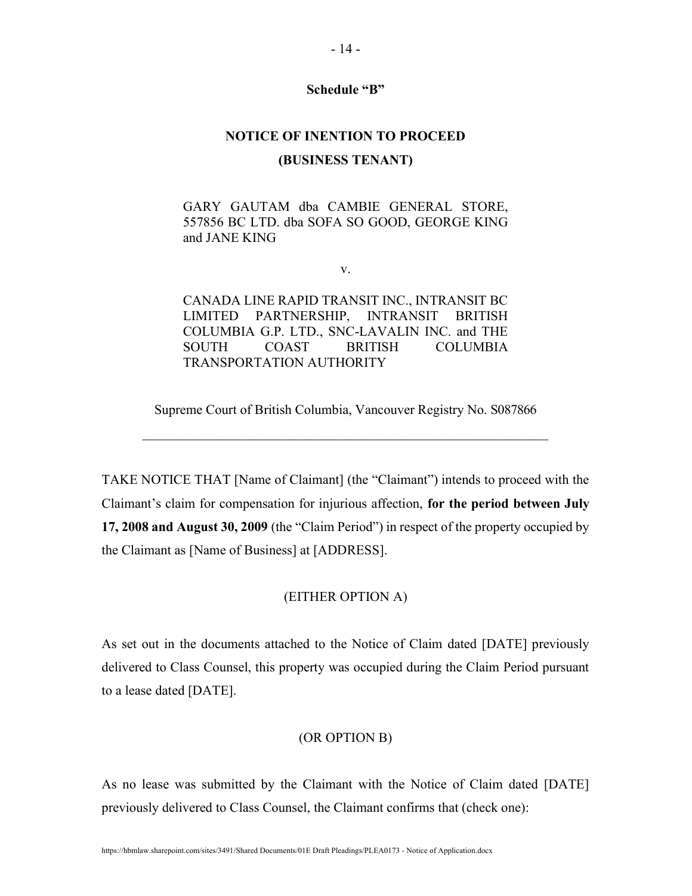**Schedule "B"**

**NOTICE OF INENTION TO PROCEED**

**(BUSINESS TENANT)**

GARY GAUTAM dba CAMBIE GENERAL STORE, 557856 BC LTD. dba SOFA SO GOOD, GEORGE KING and JANE KING

v.

CANADA LINE RAPID TRANSIT INC., INTRANSIT BC LIMITED PARTNERSHIP, INTRANSIT BRITISH COLUMBIA G.P. LTD., SNC-LAVALIN INC. and THE SOUTH COAST BRITISH COLUMBIA TRANSPORTATION AUTHORITY

Supreme Court of British Columbia, Vancouver Registry No. S087866

---

TAKE NOTICE THAT [Name of Claimant] (the "Claimant") intends to proceed with the Claimant's claim for compensation for injurious affection, **for the period between July 17, 2008 and August 30, 2009** (the "Claim Period") in respect of the property occupied by the Claimant as [Name of Business] at [ADDRESS].

(EITHER OPTION A)

As set out in the documents attached to the Notice of Claim dated [DATE] previously delivered to Class Counsel, this property was occupied during the Claim Period pursuant to a lease dated [DATE].

(OR OPTION B)

As no lease was submitted by the Claimant with the Notice of Claim dated [DATE] previously delivered to Class Counsel, the Claimant confirms that (check one):

https://hbmlaw.sharepoint.com/sites/3491/Shared Documents/01E Draft Pleadings/PLEA0173 - Notice of Application.docx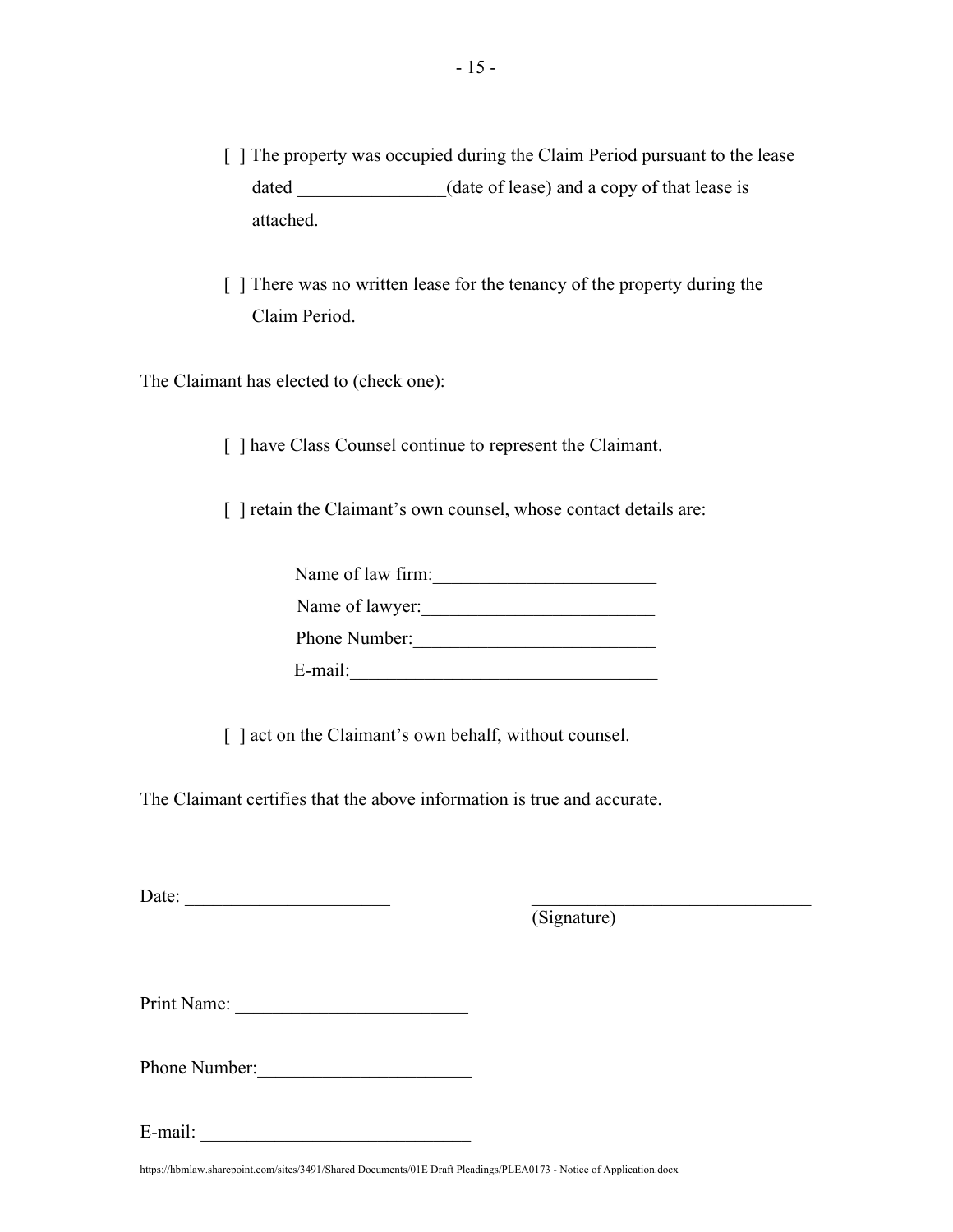[ ] The property was occupied during the Claim Period pursuant to the lease dated ________________(date of lease) and a copy of that lease is attached.

[ ] There was no written lease for the tenancy of the property during the Claim Period.

The Claimant has elected to (check one):

[ ] have Class Counsel continue to represent the Claimant.

[ ] retain the Claimant's own counsel, whose contact details are:

Name of law firm:________________________
Name of lawyer:_________________________
Phone Number:__________________________
E-mail:_________________________________

[ ] act on the Claimant's own behalf, without counsel.

The Claimant certifies that the above information is true and accurate.

Date: ______________________ _______________________________
(Signature)

Print Name: _________________________

Phone Number:_______________________

E-mail: _____________________________

https://hbmlaw.sharepoint.com/sites/3491/Shared Documents/01E Draft Pleadings/PLEA0173 - Notice of Application.docx